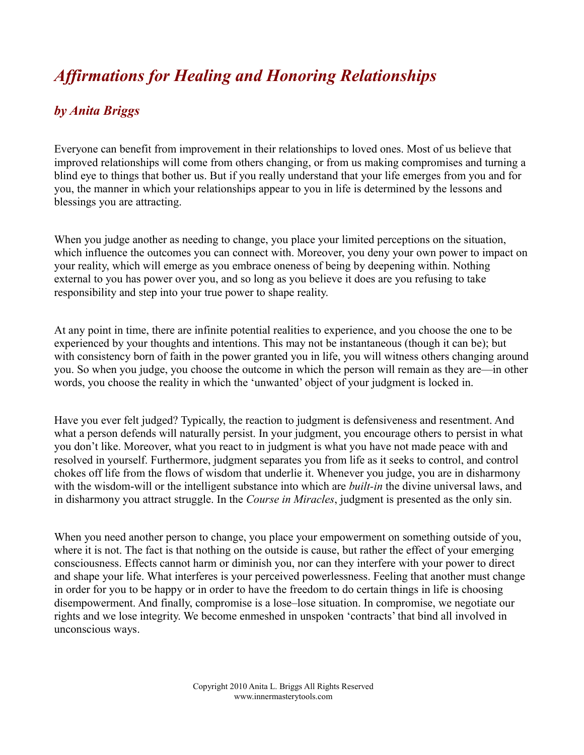# *Affirmations for Healing and Honoring Relationships*

## *by Anita Briggs*

Everyone can benefit from improvement in their relationships to loved ones. Most of us believe that improved relationships will come from others changing, or from us making compromises and turning a blind eye to things that bother us. But if you really understand that your life emerges from you and for you, the manner in which your relationships appear to you in life is determined by the lessons and blessings you are attracting.

When you judge another as needing to change, you place your limited perceptions on the situation, which influence the outcomes you can connect with. Moreover, you deny your own power to impact on your reality, which will emerge as you embrace oneness of being by deepening within. Nothing external to you has power over you, and so long as you believe it does are you refusing to take responsibility and step into your true power to shape reality.

At any point in time, there are infinite potential realities to experience, and you choose the one to be experienced by your thoughts and intentions. This may not be instantaneous (though it can be); but with consistency born of faith in the power granted you in life, you will witness others changing around you. So when you judge, you choose the outcome in which the person will remain as they are—in other words, you choose the reality in which the 'unwanted' object of your judgment is locked in.

Have you ever felt judged? Typically, the reaction to judgment is defensiveness and resentment. And what a person defends will naturally persist. In your judgment, you encourage others to persist in what you don't like. Moreover, what you react to in judgment is what you have not made peace with and resolved in yourself. Furthermore, judgment separates you from life as it seeks to control, and control chokes off life from the flows of wisdom that underlie it. Whenever you judge, you are in disharmony with the wisdom-will or the intelligent substance into which are *built-in* the divine universal laws, and in disharmony you attract struggle. In the *Course in Miracles*, judgment is presented as the only sin.

When you need another person to change, you place your empowerment on something outside of you, where it is not. The fact is that nothing on the outside is cause, but rather the effect of your emerging consciousness. Effects cannot harm or diminish you, nor can they interfere with your power to direct and shape your life. What interferes is your perceived powerlessness. Feeling that another must change in order for you to be happy or in order to have the freedom to do certain things in life is choosing disempowerment. And finally, compromise is a lose–lose situation. In compromise, we negotiate our rights and we lose integrity. We become enmeshed in unspoken 'contracts' that bind all involved in unconscious ways.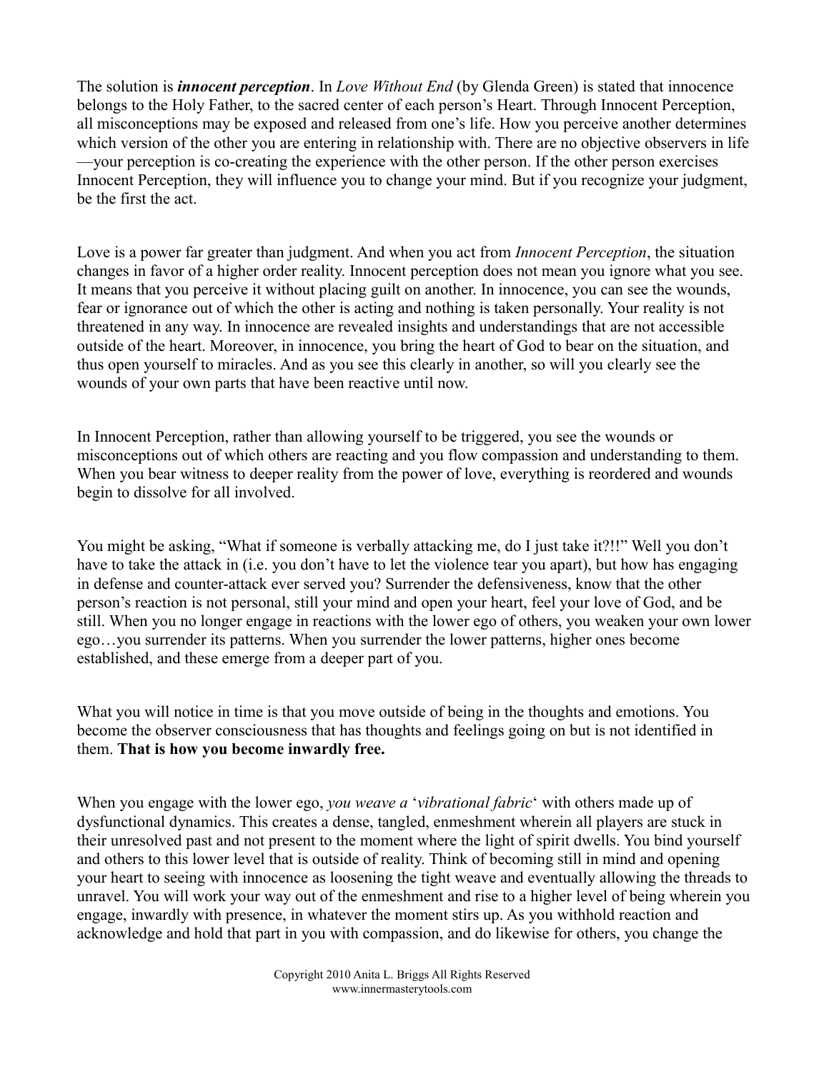The solution is ***innocent perception***. In *Love Without End* (by Glenda Green) is stated that innocence belongs to the Holy Father, to the sacred center of each person's Heart. Through Innocent Perception, all misconceptions may be exposed and released from one's life. How you perceive another determines which version of the other you are entering in relationship with. There are no objective observers in life—your perception is co-creating the experience with the other person. If the other person exercises Innocent Perception, they will influence you to change your mind. But if you recognize your judgment, be the first the act.

Love is a power far greater than judgment. And when you act from *Innocent Perception*, the situation changes in favor of a higher order reality. Innocent perception does not mean you ignore what you see. It means that you perceive it without placing guilt on another. In innocence, you can see the wounds, fear or ignorance out of which the other is acting and nothing is taken personally. Your reality is not threatened in any way. In innocence are revealed insights and understandings that are not accessible outside of the heart. Moreover, in innocence, you bring the heart of God to bear on the situation, and thus open yourself to miracles. And as you see this clearly in another, so will you clearly see the wounds of your own parts that have been reactive until now.

In Innocent Perception, rather than allowing yourself to be triggered, you see the wounds or misconceptions out of which others are reacting and you flow compassion and understanding to them. When you bear witness to deeper reality from the power of love, everything is reordered and wounds begin to dissolve for all involved.

You might be asking, "What if someone is verbally attacking me, do I just take it?!!" Well you don't have to take the attack in (i.e. you don't have to let the violence tear you apart), but how has engaging in defense and counter-attack ever served you? Surrender the defensiveness, know that the other person's reaction is not personal, still your mind and open your heart, feel your love of God, and be still. When you no longer engage in reactions with the lower ego of others, you weaken your own lower ego…you surrender its patterns. When you surrender the lower patterns, higher ones become established, and these emerge from a deeper part of you.

What you will notice in time is that you move outside of being in the thoughts and emotions. You become the observer consciousness that has thoughts and feelings going on but is not identified in them. **That is how you become inwardly free.**

When you engage with the lower ego, *you weave a* '*vibrational fabric*' with others made up of dysfunctional dynamics. This creates a dense, tangled, enmeshment wherein all players are stuck in their unresolved past and not present to the moment where the light of spirit dwells. You bind yourself and others to this lower level that is outside of reality. Think of becoming still in mind and opening your heart to seeing with innocence as loosening the tight weave and eventually allowing the threads to unravel. You will work your way out of the enmeshment and rise to a higher level of being wherein you engage, inwardly with presence, in whatever the moment stirs up. As you withhold reaction and acknowledge and hold that part in you with compassion, and do likewise for others, you change the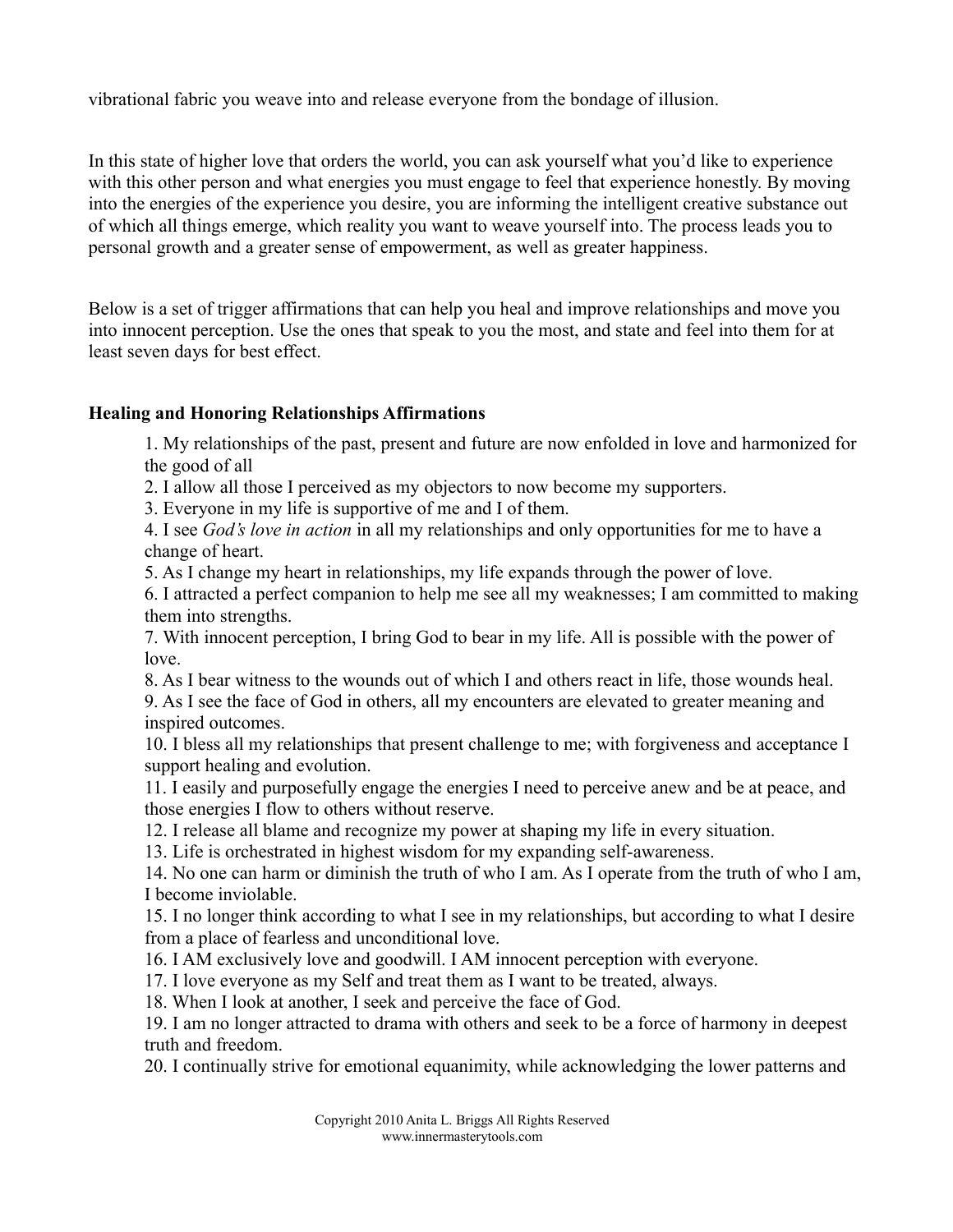vibrational fabric you weave into and release everyone from the bondage of illusion.

In this state of higher love that orders the world, you can ask yourself what you'd like to experience with this other person and what energies you must engage to feel that experience honestly. By moving into the energies of the experience you desire, you are informing the intelligent creative substance out of which all things emerge, which reality you want to weave yourself into. The process leads you to personal growth and a greater sense of empowerment, as well as greater happiness.

Below is a set of trigger affirmations that can help you heal and improve relationships and move you into innocent perception. Use the ones that speak to you the most, and state and feel into them for at least seven days for best effect.

**Healing and Honoring Relationships Affirmations**

1. My relationships of the past, present and future are now enfolded in love and harmonized for the good of all
2. I allow all those I perceived as my objectors to now become my supporters.
3. Everyone in my life is supportive of me and I of them.
4. I see *God's love in action* in all my relationships and only opportunities for me to have a change of heart.
5. As I change my heart in relationships, my life expands through the power of love.
6. I attracted a perfect companion to help me see all my weaknesses; I am committed to making them into strengths.
7. With innocent perception, I bring God to bear in my life. All is possible with the power of love.
8. As I bear witness to the wounds out of which I and others react in life, those wounds heal.
9. As I see the face of God in others, all my encounters are elevated to greater meaning and inspired outcomes.
10. I bless all my relationships that present challenge to me; with forgiveness and acceptance I support healing and evolution.
11. I easily and purposefully engage the energies I need to perceive anew and be at peace, and those energies I flow to others without reserve.
12. I release all blame and recognize my power at shaping my life in every situation.
13. Life is orchestrated in highest wisdom for my expanding self-awareness.
14. No one can harm or diminish the truth of who I am. As I operate from the truth of who I am, I become inviolable.
15. I no longer think according to what I see in my relationships, but according to what I desire from a place of fearless and unconditional love.
16. I AM exclusively love and goodwill. I AM innocent perception with everyone.
17. I love everyone as my Self and treat them as I want to be treated, always.
18. When I look at another, I seek and perceive the face of God.
19. I am no longer attracted to drama with others and seek to be a force of harmony in deepest truth and freedom.
20. I continually strive for emotional equanimity, while acknowledging the lower patterns and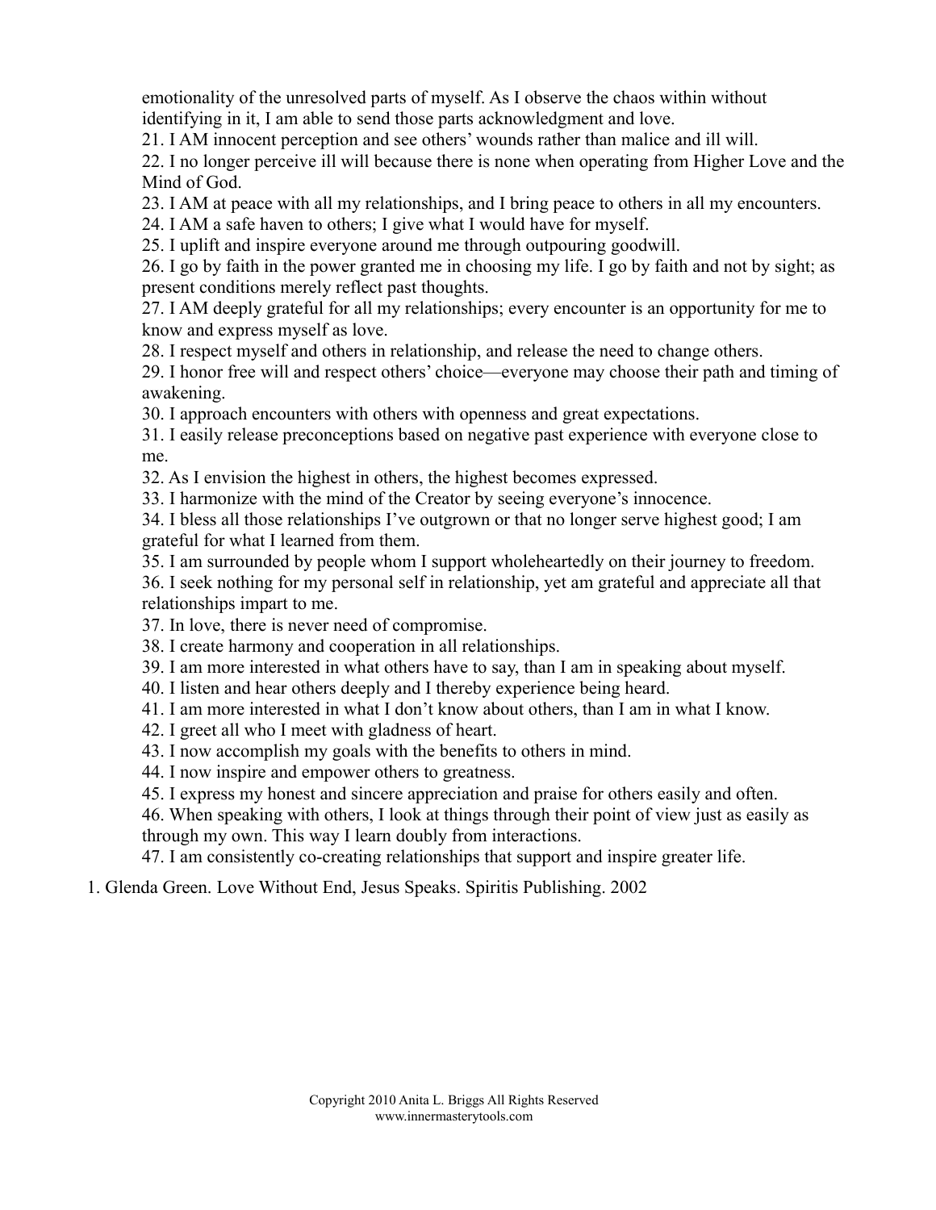emotionality of the unresolved parts of myself. As I observe the chaos within without identifying in it, I am able to send those parts acknowledgment and love.

21. I AM innocent perception and see others' wounds rather than malice and ill will.
22. I no longer perceive ill will because there is none when operating from Higher Love and the Mind of God.
23. I AM at peace with all my relationships, and I bring peace to others in all my encounters.
24. I AM a safe haven to others; I give what I would have for myself.
25. I uplift and inspire everyone around me through outpouring goodwill.
26. I go by faith in the power granted me in choosing my life. I go by faith and not by sight; as present conditions merely reflect past thoughts.
27. I AM deeply grateful for all my relationships; every encounter is an opportunity for me to know and express myself as love.
28. I respect myself and others in relationship, and release the need to change others.
29. I honor free will and respect others' choice—everyone may choose their path and timing of awakening.
30. I approach encounters with others with openness and great expectations.
31. I easily release preconceptions based on negative past experience with everyone close to me.
32. As I envision the highest in others, the highest becomes expressed.
33. I harmonize with the mind of the Creator by seeing everyone's innocence.
34. I bless all those relationships I've outgrown or that no longer serve highest good; I am grateful for what I learned from them.
35. I am surrounded by people whom I support wholeheartedly on their journey to freedom.
36. I seek nothing for my personal self in relationship, yet am grateful and appreciate all that relationships impart to me.
37. In love, there is never need of compromise.
38. I create harmony and cooperation in all relationships.
39. I am more interested in what others have to say, than I am in speaking about myself.
40. I listen and hear others deeply and I thereby experience being heard.
41. I am more interested in what I don't know about others, than I am in what I know.
42. I greet all who I meet with gladness of heart.
43. I now accomplish my goals with the benefits to others in mind.
44. I now inspire and empower others to greatness.
45. I express my honest and sincere appreciation and praise for others easily and often.
46. When speaking with others, I look at things through their point of view just as easily as through my own. This way I learn doubly from interactions.
47. I am consistently co-creating relationships that support and inspire greater life.

1. Glenda Green. Love Without End, Jesus Speaks. Spiritis Publishing. 2002

Copyright 2010 Anita L. Briggs All Rights Reserved
www.innermasterytools.com